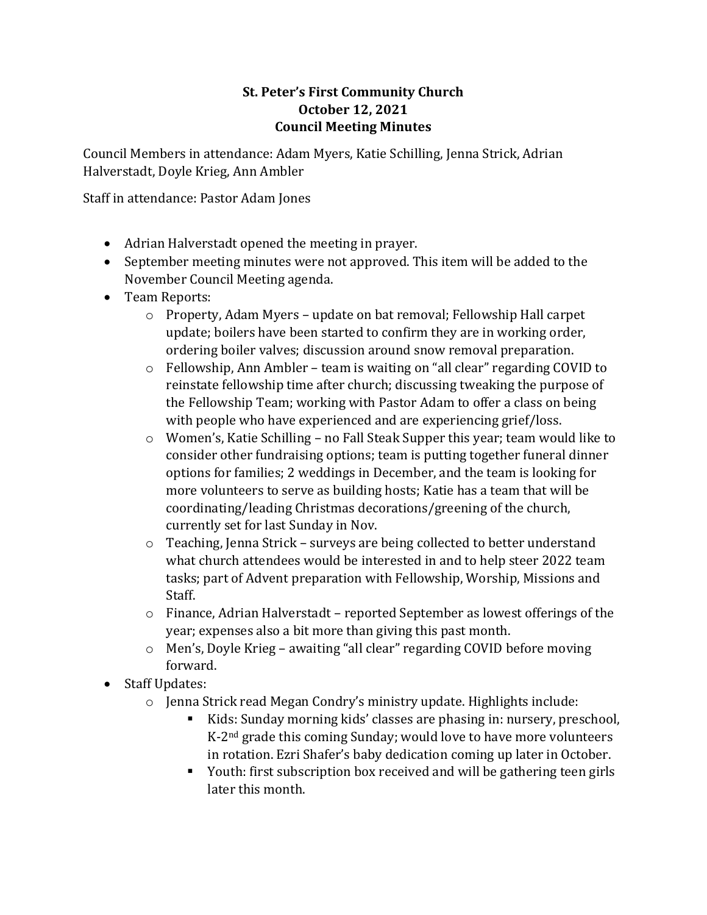**St. Peter's First Community Church**
**October 12, 2021**
**Council Meeting Minutes**

Council Members in attendance: Adam Myers, Katie Schilling, Jenna Strick, Adrian Halverstadt, Doyle Krieg, Ann Ambler

Staff in attendance: Pastor Adam Jones

- Adrian Halverstadt opened the meeting in prayer.
- September meeting minutes were not approved. This item will be added to the November Council Meeting agenda.
- Team Reports:
  - Property, Adam Myers – update on bat removal; Fellowship Hall carpet update; boilers have been started to confirm they are in working order, ordering boiler valves; discussion around snow removal preparation.
  - Fellowship, Ann Ambler – team is waiting on "all clear" regarding COVID to reinstate fellowship time after church; discussing tweaking the purpose of the Fellowship Team; working with Pastor Adam to offer a class on being with people who have experienced and are experiencing grief/loss.
  - Women's, Katie Schilling – no Fall Steak Supper this year; team would like to consider other fundraising options; team is putting together funeral dinner options for families; 2 weddings in December, and the team is looking for more volunteers to serve as building hosts; Katie has a team that will be coordinating/leading Christmas decorations/greening of the church, currently set for last Sunday in Nov.
  - Teaching, Jenna Strick – surveys are being collected to better understand what church attendees would be interested in and to help steer 2022 team tasks; part of Advent preparation with Fellowship, Worship, Missions and Staff.
  - Finance, Adrian Halverstadt – reported September as lowest offerings of the year; expenses also a bit more than giving this past month.
  - Men's, Doyle Krieg – awaiting "all clear" regarding COVID before moving forward.
- Staff Updates:
  - Jenna Strick read Megan Condry's ministry update. Highlights include:
    - Kids: Sunday morning kids' classes are phasing in: nursery, preschool, K-2nd grade this coming Sunday; would love to have more volunteers in rotation. Ezri Shafer's baby dedication coming up later in October.
    - Youth: first subscription box received and will be gathering teen girls later this month.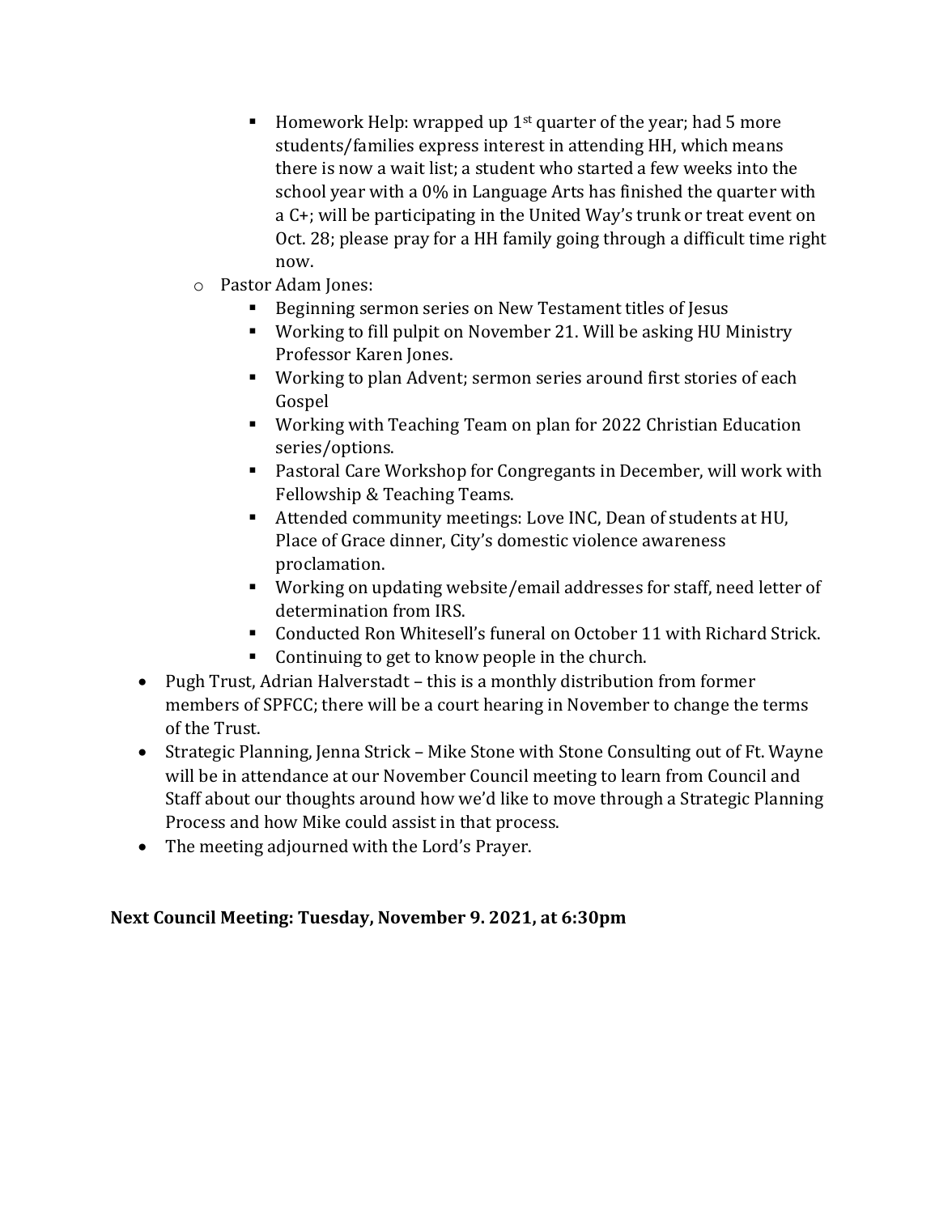- Homework Help: wrapped up 1st quarter of the year; had 5 more students/families express interest in attending HH, which means there is now a wait list; a student who started a few weeks into the school year with a 0% in Language Arts has finished the quarter with a C+; will be participating in the United Way's trunk or treat event on Oct. 28; please pray for a HH family going through a difficult time right now.
    - Pastor Adam Jones:
        - Beginning sermon series on New Testament titles of Jesus
        - Working to fill pulpit on November 21. Will be asking HU Ministry Professor Karen Jones.
        - Working to plan Advent; sermon series around first stories of each Gospel
        - Working with Teaching Team on plan for 2022 Christian Education series/options.
        - Pastoral Care Workshop for Congregants in December, will work with Fellowship & Teaching Teams.
        - Attended community meetings: Love INC, Dean of students at HU, Place of Grace dinner, City's domestic violence awareness proclamation.
        - Working on updating website/email addresses for staff, need letter of determination from IRS.
        - Conducted Ron Whitesell's funeral on October 11 with Richard Strick.
        - Continuing to get to know people in the church.
- Pugh Trust, Adrian Halverstadt – this is a monthly distribution from former members of SPFCC; there will be a court hearing in November to change the terms of the Trust.
- Strategic Planning, Jenna Strick – Mike Stone with Stone Consulting out of Ft. Wayne will be in attendance at our November Council meeting to learn from Council and Staff about our thoughts around how we'd like to move through a Strategic Planning Process and how Mike could assist in that process.
- The meeting adjourned with the Lord's Prayer.

**Next Council Meeting: Tuesday, November 9. 2021, at 6:30pm**